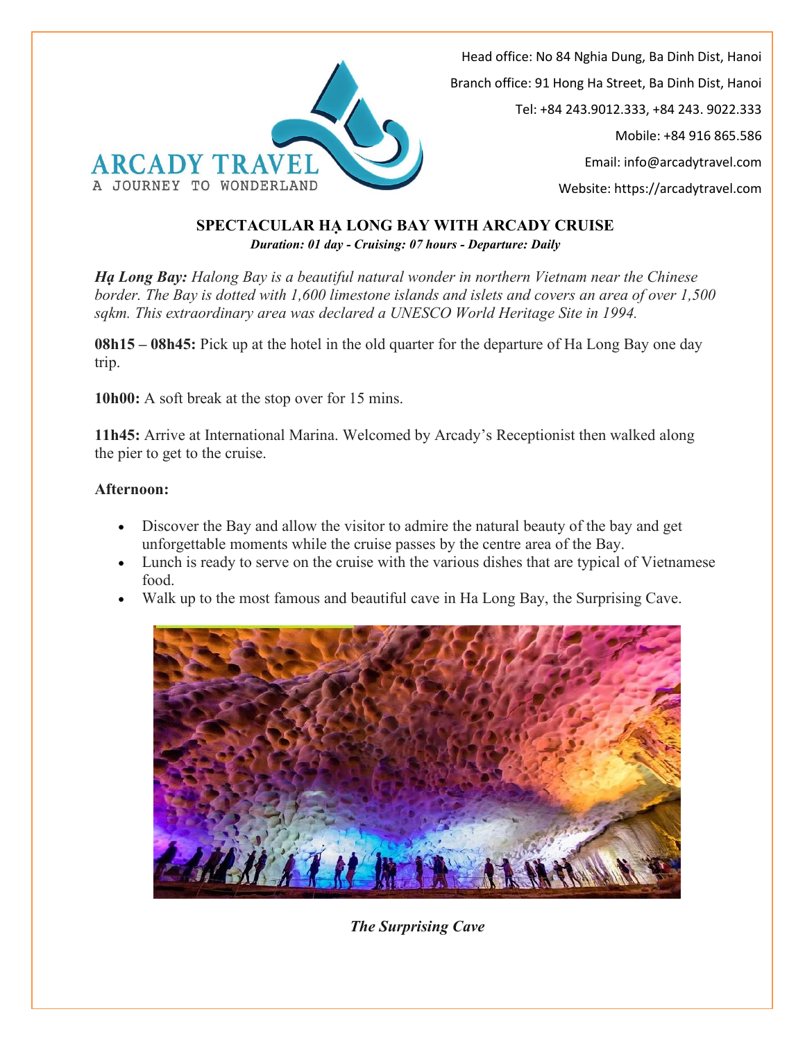ARCADY TRAVEL
A JOURNEY TO WONDERLAND

Head office: No 84 Nghia Dung, Ba Dinh Dist, Hanoi
Branch office: 91 Hong Ha Street, Ba Dinh Dist, Hanoi
Tel: +84 243.9012.333, +84 243. 9022.333
Mobile: +84 916 865.586
Email: info@arcadytravel.com
Website: https://arcadytravel.com

# SPECTACULAR HẠ LONG BAY WITH ARCADY CRUISE

***Duration: 01 day - Cruising: 07 hours - Departure: Daily***

***Hạ Long Bay:*** *Halong Bay is a beautiful natural wonder in northern Vietnam near the Chinese border. The Bay is dotted with 1,600 limestone islands and islets and covers an area of over 1,500 sqkm. This extraordinary area was declared a UNESCO World Heritage Site in 1994.*

**08h15 – 08h45:** Pick up at the hotel in the old quarter for the departure of Ha Long Bay one day trip.

**10h00:** A soft break at the stop over for 15 mins.

**11h45:** Arrive at International Marina. Welcomed by Arcady's Receptionist then walked along the pier to get to the cruise.

**Afternoon:**

- Discover the Bay and allow the visitor to admire the natural beauty of the bay and get unforgettable moments while the cruise passes by the centre area of the Bay.
- Lunch is ready to serve on the cruise with the various dishes that are typical of Vietnamese food.
- Walk up to the most famous and beautiful cave in Ha Long Bay, the Surprising Cave.

***The Surprising Cave***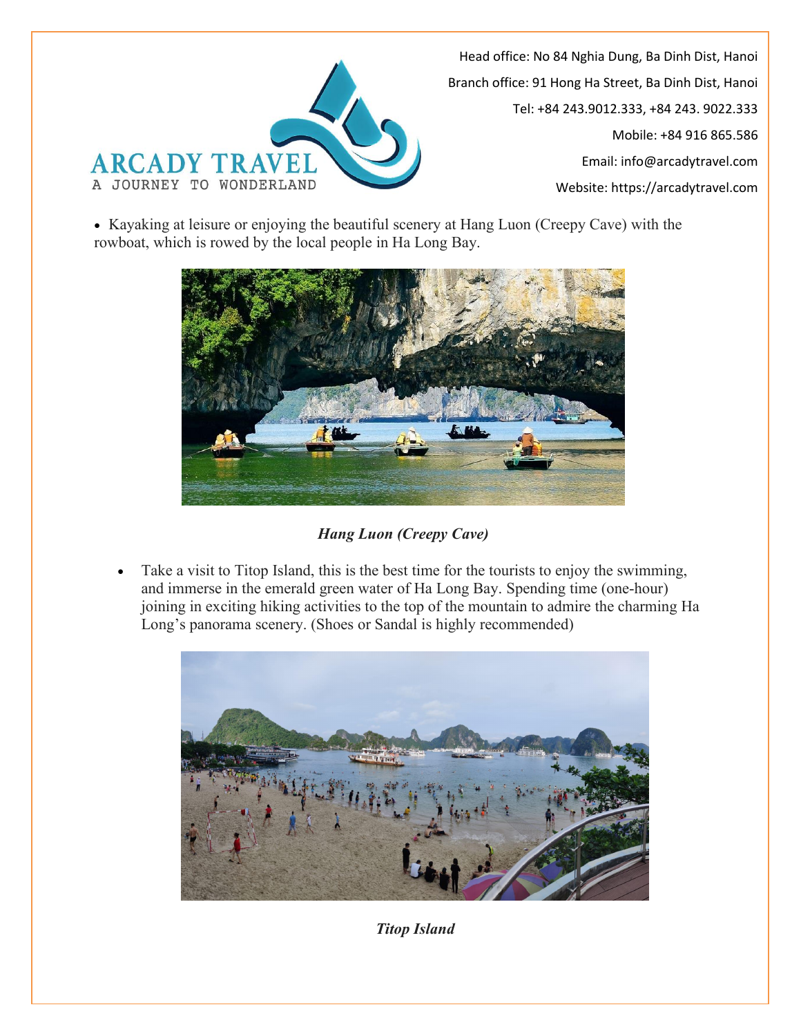- Kayaking at leisure or enjoying the beautiful scenery at Hang Luon (Creepy Cave) with the rowboat, which is rowed by the local people in Ha Long Bay.

***Hang Luon (Creepy Cave)***

- Take a visit to Titop Island, this is the best time for the tourists to enjoy the swimming, and immerse in the emerald green water of Ha Long Bay. Spending time (one-hour) joining in exciting hiking activities to the top of the mountain to admire the charming Ha Long's panorama scenery. (Shoes or Sandal is highly recommended)

***Titop Island***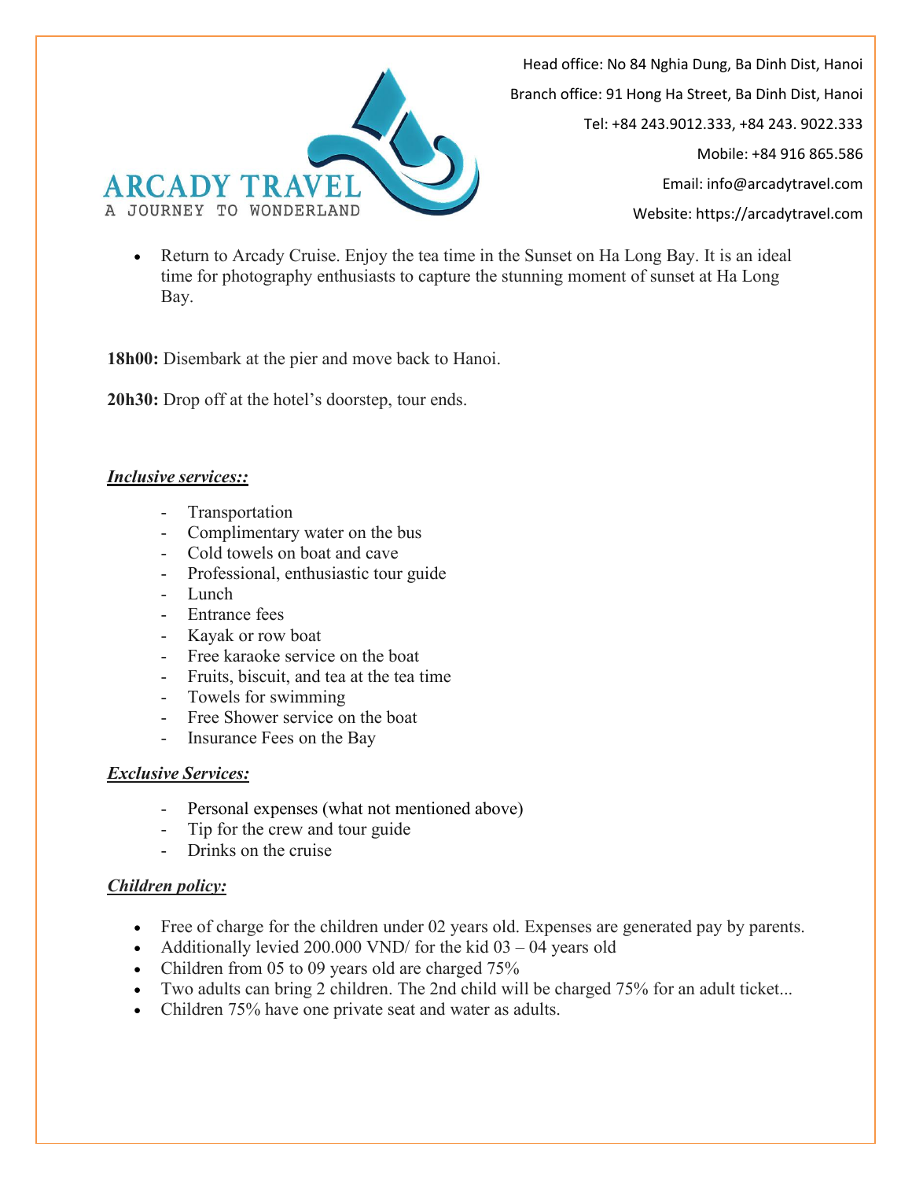- Return to Arcady Cruise. Enjoy the tea time in the Sunset on Ha Long Bay. It is an ideal time for photography enthusiasts to capture the stunning moment of sunset at Ha Long Bay.

**18h00:** Disembark at the pier and move back to Hanoi.

**20h30:** Drop off at the hotel's doorstep, tour ends.

***Inclusive services::***

- Transportation
- Complimentary water on the bus
- Cold towels on boat and cave
- Professional, enthusiastic tour guide
- Lunch
- Entrance fees
- Kayak or row boat
- Free karaoke service on the boat
- Fruits, biscuit, and tea at the tea time
- Towels for swimming
- Free Shower service on the boat
- Insurance Fees on the Bay

***Exclusive Services:***

- Personal expenses (what not mentioned above)
- Tip for the crew and tour guide
- Drinks on the cruise

***Children policy:***

- Free of charge for the children under 02 years old. Expenses are generated pay by parents.
- Additionally levied 200.000 VND/ for the kid 03 – 04 years old
- Children from 05 to 09 years old are charged 75%
- Two adults can bring 2 children. The 2nd child will be charged 75% for an adult ticket...
- Children 75% have one private seat and water as adults.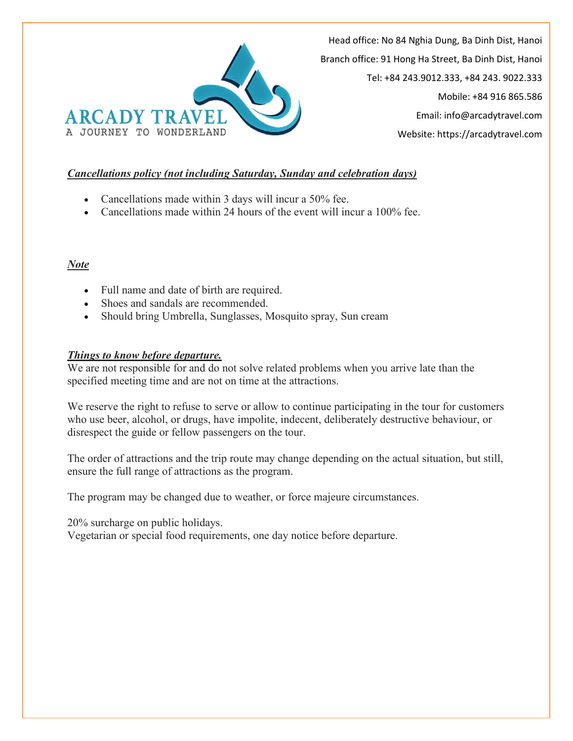ARCADY TRAVEL
A JOURNEY TO WONDERLAND

Head office: No 84 Nghia Dung, Ba Dinh Dist, Hanoi
Branch office: 91 Hong Ha Street, Ba Dinh Dist, Hanoi
Tel: +84 243.9012.333, +84 243. 9022.333
Mobile: +84 916 865.586
Email: info@arcadytravel.com
Website: https://arcadytravel.com

***Cancellations policy (not including Saturday, Sunday and celebration days)***

- Cancellations made within 3 days will incur a 50% fee.
- Cancellations made within 24 hours of the event will incur a 100% fee.

***Note***

- Full name and date of birth are required.
- Shoes and sandals are recommended.
- Should bring Umbrella, Sunglasses, Mosquito spray, Sun cream

***Things to know before departure.***

We are not responsible for and do not solve related problems when you arrive late than the specified meeting time and are not on time at the attractions.

We reserve the right to refuse to serve or allow to continue participating in the tour for customers who use beer, alcohol, or drugs, have impolite, indecent, deliberately destructive behaviour, or disrespect the guide or fellow passengers on the tour.

The order of attractions and the trip route may change depending on the actual situation, but still, ensure the full range of attractions as the program.

The program may be changed due to weather, or force majeure circumstances.

20% surcharge on public holidays.
Vegetarian or special food requirements, one day notice before departure.